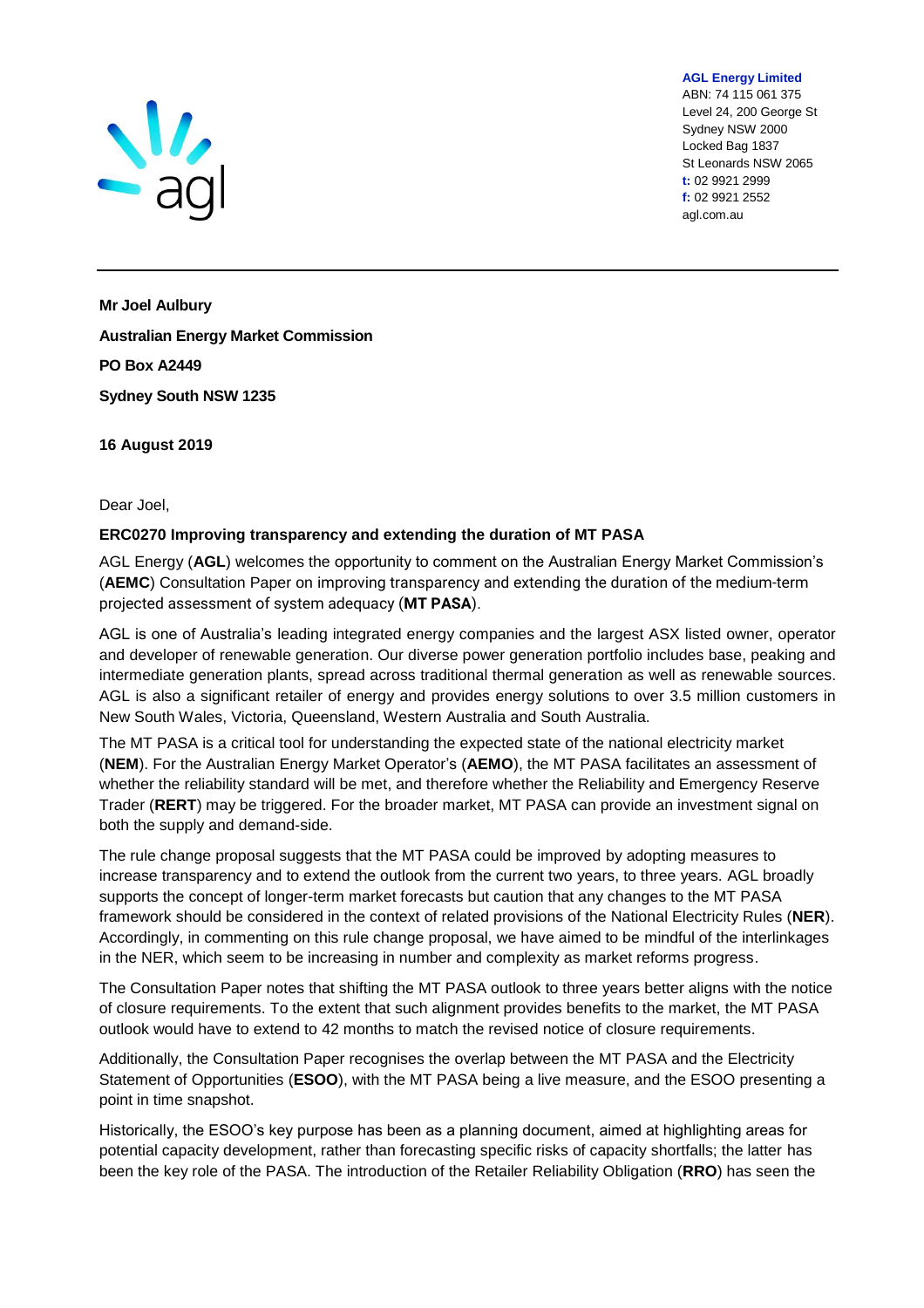**AGL Energy Limited**
ABN: 74 115 061 375
Level 24, 200 George St
Sydney NSW 2000
Locked Bag 1837
St Leonards NSW 2065
**t:** 02 9921 2999
**f:** 02 9921 2552
agl.com.au

**Mr Joel Aulbury**

**Australian Energy Market Commission**

**PO Box A2449**

**Sydney South NSW 1235**

**16 August 2019**

Dear Joel,

**ERC0270 Improving transparency and extending the duration of MT PASA**

AGL Energy (**AGL**) welcomes the opportunity to comment on the Australian Energy Market Commission's (**AEMC**) Consultation Paper on improving transparency and extending the duration of the medium-term projected assessment of system adequacy (**MT PASA**).

AGL is one of Australia's leading integrated energy companies and the largest ASX listed owner, operator and developer of renewable generation. Our diverse power generation portfolio includes base, peaking and intermediate generation plants, spread across traditional thermal generation as well as renewable sources. AGL is also a significant retailer of energy and provides energy solutions to over 3.5 million customers in New South Wales, Victoria, Queensland, Western Australia and South Australia.

The MT PASA is a critical tool for understanding the expected state of the national electricity market (**NEM**). For the Australian Energy Market Operator's (**AEMO**), the MT PASA facilitates an assessment of whether the reliability standard will be met, and therefore whether the Reliability and Emergency Reserve Trader (**RERT**) may be triggered. For the broader market, MT PASA can provide an investment signal on both the supply and demand-side.

The rule change proposal suggests that the MT PASA could be improved by adopting measures to increase transparency and to extend the outlook from the current two years, to three years. AGL broadly supports the concept of longer-term market forecasts but caution that any changes to the MT PASA framework should be considered in the context of related provisions of the National Electricity Rules (**NER**). Accordingly, in commenting on this rule change proposal, we have aimed to be mindful of the interlinkages in the NER, which seem to be increasing in number and complexity as market reforms progress.

The Consultation Paper notes that shifting the MT PASA outlook to three years better aligns with the notice of closure requirements. To the extent that such alignment provides benefits to the market, the MT PASA outlook would have to extend to 42 months to match the revised notice of closure requirements.

Additionally, the Consultation Paper recognises the overlap between the MT PASA and the Electricity Statement of Opportunities (**ESOO**), with the MT PASA being a live measure, and the ESOO presenting a point in time snapshot.

Historically, the ESOO's key purpose has been as a planning document, aimed at highlighting areas for potential capacity development, rather than forecasting specific risks of capacity shortfalls; the latter has been the key role of the PASA. The introduction of the Retailer Reliability Obligation (**RRO**) has seen the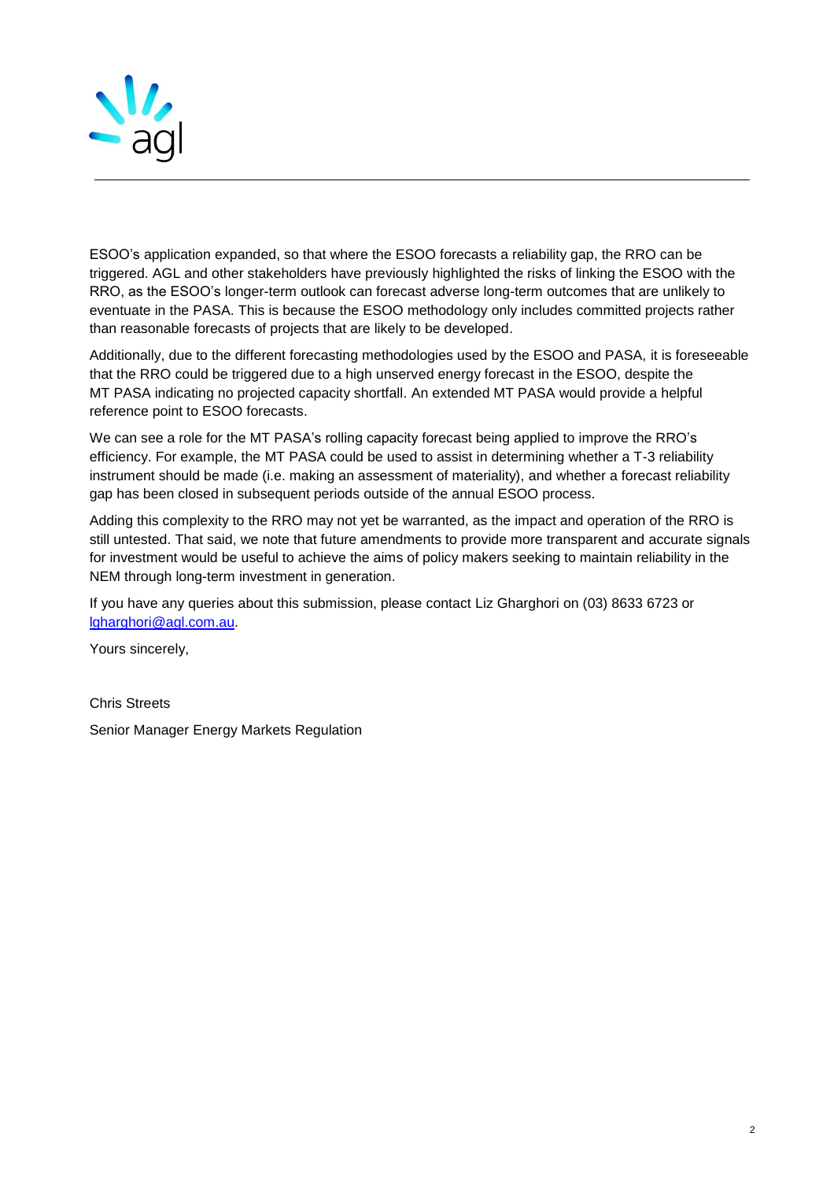ESOO's application expanded, so that where the ESOO forecasts a reliability gap, the RRO can be triggered. AGL and other stakeholders have previously highlighted the risks of linking the ESOO with the RRO, as the ESOO's longer-term outlook can forecast adverse long-term outcomes that are unlikely to eventuate in the PASA. This is because the ESOO methodology only includes committed projects rather than reasonable forecasts of projects that are likely to be developed.

Additionally, due to the different forecasting methodologies used by the ESOO and PASA, it is foreseeable that the RRO could be triggered due to a high unserved energy forecast in the ESOO, despite the MT PASA indicating no projected capacity shortfall. An extended MT PASA would provide a helpful reference point to ESOO forecasts.

We can see a role for the MT PASA's rolling capacity forecast being applied to improve the RRO's efficiency. For example, the MT PASA could be used to assist in determining whether a T-3 reliability instrument should be made (i.e. making an assessment of materiality), and whether a forecast reliability gap has been closed in subsequent periods outside of the annual ESOO process.

Adding this complexity to the RRO may not yet be warranted, as the impact and operation of the RRO is still untested. That said, we note that future amendments to provide more transparent and accurate signals for investment would be useful to achieve the aims of policy makers seeking to maintain reliability in the NEM through long-term investment in generation.

If you have any queries about this submission, please contact Liz Gharghori on (03) 8633 6723 or lgharghori@agl.com.au.

Yours sincerely,

Chris Streets

Senior Manager Energy Markets Regulation